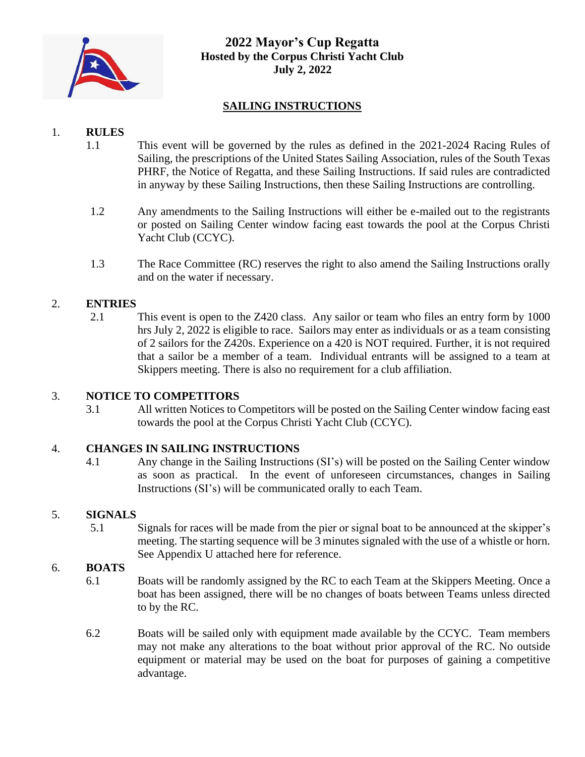# 2022 Mayor's Cup Regatta

**Hosted by the Corpus Christi Yacht Club**

**July 2, 2022**

## SAILING INSTRUCTIONS

1. **RULES**

   1.1 This event will be governed by the rules as defined in the 2021-2024 Racing Rules of Sailing, the prescriptions of the United States Sailing Association, rules of the South Texas PHRF, the Notice of Regatta, and these Sailing Instructions. If said rules are contradicted in anyway by these Sailing Instructions, then these Sailing Instructions are controlling.

   1.2 Any amendments to the Sailing Instructions will either be e-mailed out to the registrants or posted on Sailing Center window facing east towards the pool at the Corpus Christi Yacht Club (CCYC).

   1.3 The Race Committee (RC) reserves the right to also amend the Sailing Instructions orally and on the water if necessary.

2. **ENTRIES**

   2.1 This event is open to the Z420 class. Any sailor or team who files an entry form by 1000 hrs July 2, 2022 is eligible to race. Sailors may enter as individuals or as a team consisting of 2 sailors for the Z420s. Experience on a 420 is NOT required. Further, it is not required that a sailor be a member of a team. Individual entrants will be assigned to a team at Skippers meeting. There is also no requirement for a club affiliation.

3. **NOTICE TO COMPETITORS**

   3.1 All written Notices to Competitors will be posted on the Sailing Center window facing east towards the pool at the Corpus Christi Yacht Club (CCYC).

4. **CHANGES IN SAILING INSTRUCTIONS**

   4.1 Any change in the Sailing Instructions (SI's) will be posted on the Sailing Center window as soon as practical. In the event of unforeseen circumstances, changes in Sailing Instructions (SI's) will be communicated orally to each Team.

5. **SIGNALS**

   5.1 Signals for races will be made from the pier or signal boat to be announced at the skipper's meeting. The starting sequence will be 3 minutes signaled with the use of a whistle or horn. See Appendix U attached here for reference.

6. **BOATS**

   6.1 Boats will be randomly assigned by the RC to each Team at the Skippers Meeting. Once a boat has been assigned, there will be no changes of boats between Teams unless directed to by the RC.

   6.2 Boats will be sailed only with equipment made available by the CCYC. Team members may not make any alterations to the boat without prior approval of the RC. No outside equipment or material may be used on the boat for purposes of gaining a competitive advantage.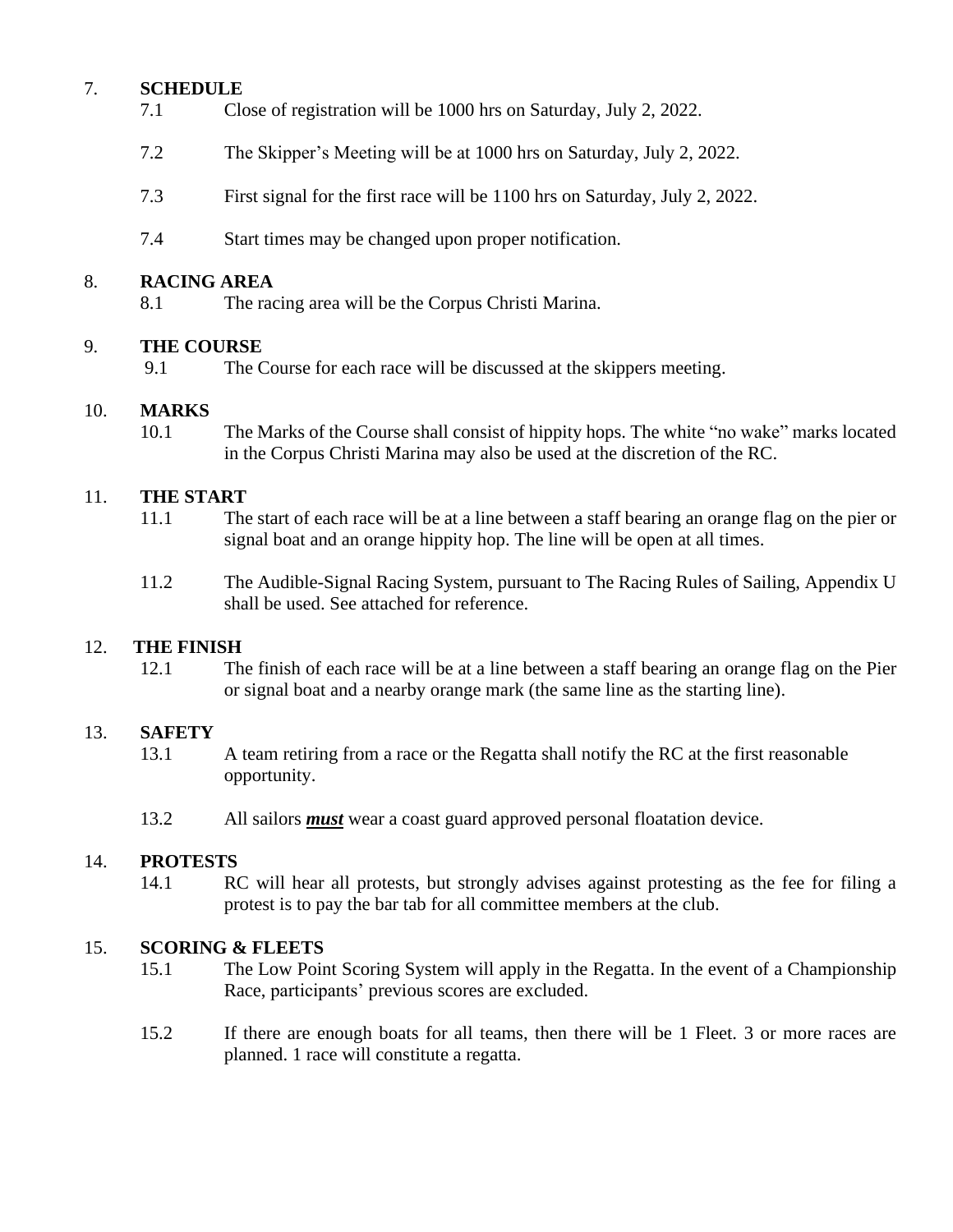## 7. SCHEDULE

7.1 Close of registration will be 1000 hrs on Saturday, July 2, 2022.

7.2 The Skipper's Meeting will be at 1000 hrs on Saturday, July 2, 2022.

7.3 First signal for the first race will be 1100 hrs on Saturday, July 2, 2022.

7.4 Start times may be changed upon proper notification.

## 8. RACING AREA

8.1 The racing area will be the Corpus Christi Marina.

## 9. THE COURSE

9.1 The Course for each race will be discussed at the skippers meeting.

## 10. MARKS

10.1 The Marks of the Course shall consist of hippity hops. The white "no wake" marks located in the Corpus Christi Marina may also be used at the discretion of the RC.

## 11. THE START

11.1 The start of each race will be at a line between a staff bearing an orange flag on the pier or signal boat and an orange hippity hop. The line will be open at all times.

11.2 The Audible-Signal Racing System, pursuant to The Racing Rules of Sailing, Appendix U shall be used. See attached for reference.

## 12. THE FINISH

12.1 The finish of each race will be at a line between a staff bearing an orange flag on the Pier or signal boat and a nearby orange mark (the same line as the starting line).

## 13. SAFETY

13.1 A team retiring from a race or the Regatta shall notify the RC at the first reasonable opportunity.

13.2 All sailors ***must*** wear a coast guard approved personal floatation device.

## 14. PROTESTS

14.1 RC will hear all protests, but strongly advises against protesting as the fee for filing a protest is to pay the bar tab for all committee members at the club.

## 15. SCORING & FLEETS

15.1 The Low Point Scoring System will apply in the Regatta. In the event of a Championship Race, participants' previous scores are excluded.

15.2 If there are enough boats for all teams, then there will be 1 Fleet. 3 or more races are planned. 1 race will constitute a regatta.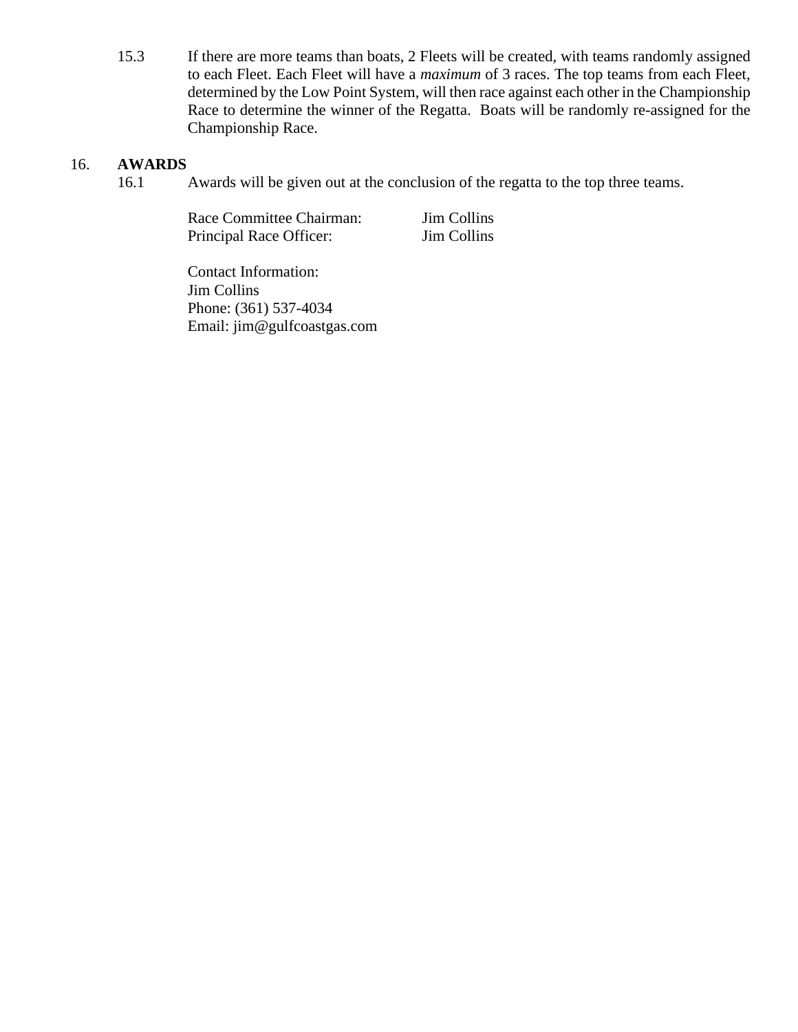15.3 If there are more teams than boats, 2 Fleets will be created, with teams randomly assigned to each Fleet. Each Fleet will have a *maximum* of 3 races. The top teams from each Fleet, determined by the Low Point System, will then race against each other in the Championship Race to determine the winner of the Regatta. Boats will be randomly re-assigned for the Championship Race.

16. **AWARDS**

16.1 Awards will be given out at the conclusion of the regatta to the top three teams.

| | |
|---|---|
| Race Committee Chairman: | Jim Collins |
| Principal Race Officer: | Jim Collins |

Contact Information:
Jim Collins
Phone: (361) 537-4034
Email: jim@gulfcoastgas.com